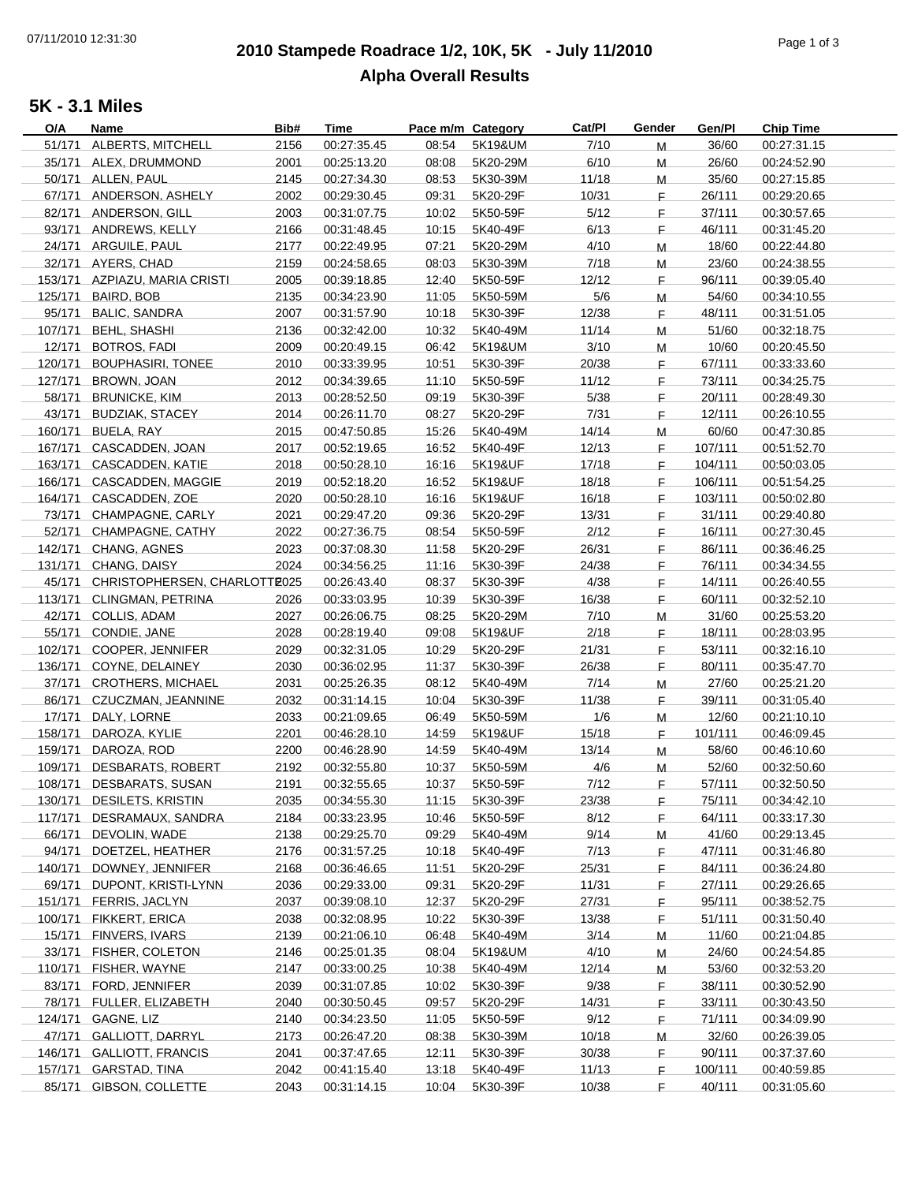# 2010 Stampede Roadrace 1/2, 10K, 5K - July 11/2010

## Alpha Overall Results

### 5K - 3.1 Miles

| O/A | Name | Bib# | Time | Pace m/m | Category | Cat/Pl | Gender | Gen/Pl | Chip Time |
|---|---|---|---|---|---|---|---|---|---|
| 51/171 | ALBERTS, MITCHELL | 2156 | 00:27:35.45 | 08:54 | 5K19&UM | 7/10 | M | 36/60 | 00:27:31.15 |
| 35/171 | ALEX, DRUMMOND | 2001 | 00:25:13.20 | 08:08 | 5K20-29M | 6/10 | M | 26/60 | 00:24:52.90 |
| 50/171 | ALLEN, PAUL | 2145 | 00:27:34.30 | 08:53 | 5K30-39M | 11/18 | M | 35/60 | 00:27:15.85 |
| 67/171 | ANDERSON, ASHELY | 2002 | 00:29:30.45 | 09:31 | 5K20-29F | 10/31 | F | 26/111 | 00:29:20.65 |
| 82/171 | ANDERSON, GILL | 2003 | 00:31:07.75 | 10:02 | 5K50-59F | 5/12 | F | 37/111 | 00:30:57.65 |
| 93/171 | ANDREWS, KELLY | 2166 | 00:31:48.45 | 10:15 | 5K40-49F | 6/13 | F | 46/111 | 00:31:45.20 |
| 24/171 | ARGUILE, PAUL | 2177 | 00:22:49.95 | 07:21 | 5K20-29M | 4/10 | M | 18/60 | 00:22:44.80 |
| 32/171 | AYERS, CHAD | 2159 | 00:24:58.65 | 08:03 | 5K30-39M | 7/18 | M | 23/60 | 00:24:38.55 |
| 153/171 | AZPIAZU, MARIA CRISTI | 2005 | 00:39:18.85 | 12:40 | 5K50-59F | 12/12 | F | 96/111 | 00:39:05.40 |
| 125/171 | BAIRD, BOB | 2135 | 00:34:23.90 | 11:05 | 5K50-59M | 5/6 | M | 54/60 | 00:34:10.55 |
| 95/171 | BALIC, SANDRA | 2007 | 00:31:57.90 | 10:18 | 5K30-39F | 12/38 | F | 48/111 | 00:31:51.05 |
| 107/171 | BEHL, SHASHI | 2136 | 00:32:42.00 | 10:32 | 5K40-49M | 11/14 | M | 51/60 | 00:32:18.75 |
| 12/171 | BOTROS, FADI | 2009 | 00:20:49.15 | 06:42 | 5K19&UM | 3/10 | M | 10/60 | 00:20:45.50 |
| 120/171 | BOUPHASIRI, TONEE | 2010 | 00:33:39.95 | 10:51 | 5K30-39F | 20/38 | F | 67/111 | 00:33:33.60 |
| 127/171 | BROWN, JOAN | 2012 | 00:34:39.65 | 11:10 | 5K50-59F | 11/12 | F | 73/111 | 00:34:25.75 |
| 58/171 | BRUNICKE, KIM | 2013 | 00:28:52.50 | 09:19 | 5K30-39F | 5/38 | F | 20/111 | 00:28:49.30 |
| 43/171 | BUDZIAK, STACEY | 2014 | 00:26:11.70 | 08:27 | 5K20-29F | 7/31 | F | 12/111 | 00:26:10.55 |
| 160/171 | BUELA, RAY | 2015 | 00:47:50.85 | 15:26 | 5K40-49M | 14/14 | M | 60/60 | 00:47:30.85 |
| 167/171 | CASCADDEN, JOAN | 2017 | 00:52:19.65 | 16:52 | 5K40-49F | 12/13 | F | 107/111 | 00:51:52.70 |
| 163/171 | CASCADDEN, KATIE | 2018 | 00:50:28.10 | 16:16 | 5K19&UF | 17/18 | F | 104/111 | 00:50:03.05 |
| 166/171 | CASCADDEN, MAGGIE | 2019 | 00:52:18.20 | 16:52 | 5K19&UF | 18/18 | F | 106/111 | 00:51:54.25 |
| 164/171 | CASCADDEN, ZOE | 2020 | 00:50:28.10 | 16:16 | 5K19&UF | 16/18 | F | 103/111 | 00:50:02.80 |
| 73/171 | CHAMPAGNE, CARLY | 2021 | 00:29:47.20 | 09:36 | 5K20-29F | 13/31 | F | 31/111 | 00:29:40.80 |
| 52/171 | CHAMPAGNE, CATHY | 2022 | 00:27:36.75 | 08:54 | 5K50-59F | 2/12 | F | 16/111 | 00:27:30.45 |
| 142/171 | CHANG, AGNES | 2023 | 00:37:08.30 | 11:58 | 5K20-29F | 26/31 | F | 86/111 | 00:36:46.25 |
| 131/171 | CHANG, DAISY | 2024 | 00:34:56.25 | 11:16 | 5K30-39F | 24/38 | F | 76/111 | 00:34:34.55 |
| 45/171 | CHRISTOPHERSEN, CHARLOTTE | 2025 | 00:26:43.40 | 08:37 | 5K30-39F | 4/38 | F | 14/111 | 00:26:40.55 |
| 113/171 | CLINGMAN, PETRINA | 2026 | 00:33:03.95 | 10:39 | 5K30-39F | 16/38 | F | 60/111 | 00:32:52.10 |
| 42/171 | COLLIS, ADAM | 2027 | 00:26:06.75 | 08:25 | 5K20-29M | 7/10 | M | 31/60 | 00:25:53.20 |
| 55/171 | CONDIE, JANE | 2028 | 00:28:19.40 | 09:08 | 5K19&UF | 2/18 | F | 18/111 | 00:28:03.95 |
| 102/171 | COOPER, JENNIFER | 2029 | 00:32:31.05 | 10:29 | 5K20-29F | 21/31 | F | 53/111 | 00:32:16.10 |
| 136/171 | COYNE, DELAINEY | 2030 | 00:36:02.95 | 11:37 | 5K30-39F | 26/38 | F | 80/111 | 00:35:47.70 |
| 37/171 | CROTHERS, MICHAEL | 2031 | 00:25:26.35 | 08:12 | 5K40-49M | 7/14 | M | 27/60 | 00:25:21.20 |
| 86/171 | CZUCZMAN, JEANNINE | 2032 | 00:31:14.15 | 10:04 | 5K30-39F | 11/38 | F | 39/111 | 00:31:05.40 |
| 17/171 | DALY, LORNE | 2033 | 00:21:09.65 | 06:49 | 5K50-59M | 1/6 | M | 12/60 | 00:21:10.10 |
| 158/171 | DAROZA, KYLIE | 2201 | 00:46:28.10 | 14:59 | 5K19&UF | 15/18 | F | 101/111 | 00:46:09.45 |
| 159/171 | DAROZA, ROD | 2200 | 00:46:28.90 | 14:59 | 5K40-49M | 13/14 | M | 58/60 | 00:46:10.60 |
| 109/171 | DESBARATS, ROBERT | 2192 | 00:32:55.80 | 10:37 | 5K50-59M | 4/6 | M | 52/60 | 00:32:50.60 |
| 108/171 | DESBARATS, SUSAN | 2191 | 00:32:55.65 | 10:37 | 5K50-59F | 7/12 | F | 57/111 | 00:32:50.50 |
| 130/171 | DESILETS, KRISTIN | 2035 | 00:34:55.30 | 11:15 | 5K30-39F | 23/38 | F | 75/111 | 00:34:42.10 |
| 117/171 | DESRAMAUX, SANDRA | 2184 | 00:33:23.95 | 10:46 | 5K50-59F | 8/12 | F | 64/111 | 00:33:17.30 |
| 66/171 | DEVOLIN, WADE | 2138 | 00:29:25.70 | 09:29 | 5K40-49M | 9/14 | M | 41/60 | 00:29:13.45 |
| 94/171 | DOETZEL, HEATHER | 2176 | 00:31:57.25 | 10:18 | 5K40-49F | 7/13 | F | 47/111 | 00:31:46.80 |
| 140/171 | DOWNEY, JENNIFER | 2168 | 00:36:46.65 | 11:51 | 5K20-29F | 25/31 | F | 84/111 | 00:36:24.80 |
| 69/171 | DUPONT, KRISTI-LYNN | 2036 | 00:29:33.00 | 09:31 | 5K20-29F | 11/31 | F | 27/111 | 00:29:26.65 |
| 151/171 | FERRIS, JACLYN | 2037 | 00:39:08.10 | 12:37 | 5K20-29F | 27/31 | F | 95/111 | 00:38:52.75 |
| 100/171 | FIKKERT, ERICA | 2038 | 00:32:08.95 | 10:22 | 5K30-39F | 13/38 | F | 51/111 | 00:31:50.40 |
| 15/171 | FINVERS, IVARS | 2139 | 00:21:06.10 | 06:48 | 5K40-49M | 3/14 | M | 11/60 | 00:21:04.85 |
| 33/171 | FISHER, COLETON | 2146 | 00:25:01.35 | 08:04 | 5K19&UM | 4/10 | M | 24/60 | 00:24:54.85 |
| 110/171 | FISHER, WAYNE | 2147 | 00:33:00.25 | 10:38 | 5K40-49M | 12/14 | M | 53/60 | 00:32:53.20 |
| 83/171 | FORD, JENNIFER | 2039 | 00:31:07.85 | 10:02 | 5K30-39F | 9/38 | F | 38/111 | 00:30:52.90 |
| 78/171 | FULLER, ELIZABETH | 2040 | 00:30:50.45 | 09:57 | 5K20-29F | 14/31 | F | 33/111 | 00:30:43.50 |
| 124/171 | GAGNE, LIZ | 2140 | 00:34:23.50 | 11:05 | 5K50-59F | 9/12 | F | 71/111 | 00:34:09.90 |
| 47/171 | GALLIOTT, DARRYL | 2173 | 00:26:47.20 | 08:38 | 5K30-39M | 10/18 | M | 32/60 | 00:26:39.05 |
| 146/171 | GALLIOTT, FRANCIS | 2041 | 00:37:47.65 | 12:11 | 5K30-39F | 30/38 | F | 90/111 | 00:37:37.60 |
| 157/171 | GARSTAD, TINA | 2042 | 00:41:15.40 | 13:18 | 5K40-49F | 11/13 | F | 100/111 | 00:40:59.85 |
| 85/171 | GIBSON, COLLETTE | 2043 | 00:31:14.15 | 10:04 | 5K30-39F | 10/38 | F | 40/111 | 00:31:05.60 |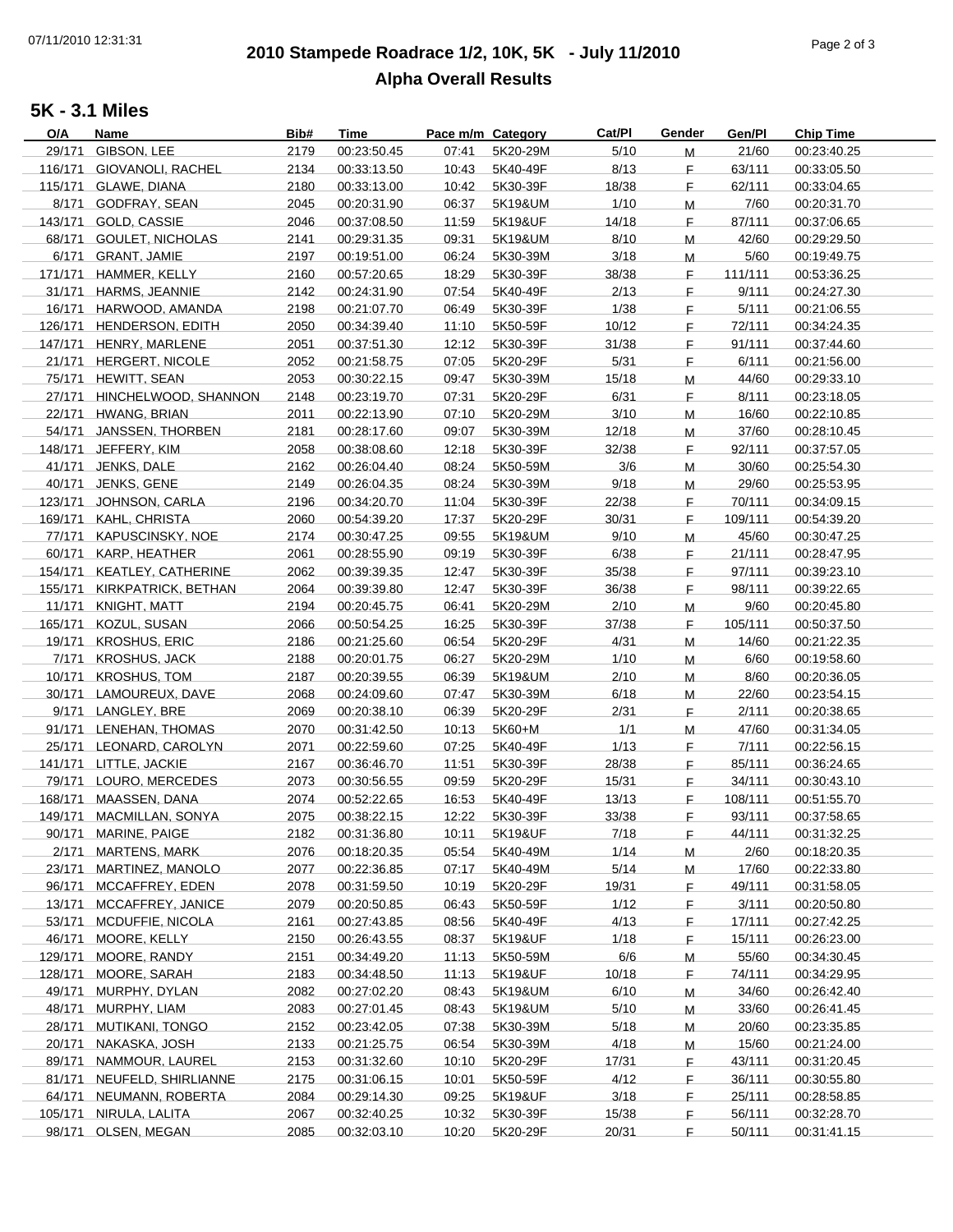# 2010 Stampede Roadrace 1/2, 10K, 5K - July 11/2010

## Alpha Overall Results

### 5K - 3.1 Miles

| O/A | Name | Bib# | Time | Pace m/m | Category | Cat/Pl | Gender | Gen/Pl | Chip Time |
|---|---|---|---|---|---|---|---|---|---|
| 29/171 | GIBSON, LEE | 2179 | 00:23:50.45 | 07:41 | 5K20-29M | 5/10 | M | 21/60 | 00:23:40.25 |
| 116/171 | GIOVANOLI, RACHEL | 2134 | 00:33:13.50 | 10:43 | 5K40-49F | 8/13 | F | 63/111 | 00:33:05.50 |
| 115/171 | GLAWE, DIANA | 2180 | 00:33:13.00 | 10:42 | 5K30-39F | 18/38 | F | 62/111 | 00:33:04.65 |
| 8/171 | GODFRAY, SEAN | 2045 | 00:20:31.90 | 06:37 | 5K19&UM | 1/10 | M | 7/60 | 00:20:31.70 |
| 143/171 | GOLD, CASSIE | 2046 | 00:37:08.50 | 11:59 | 5K19&UF | 14/18 | F | 87/111 | 00:37:06.65 |
| 68/171 | GOULET, NICHOLAS | 2141 | 00:29:31.35 | 09:31 | 5K19&UM | 8/10 | M | 42/60 | 00:29:29.50 |
| 6/171 | GRANT, JAMIE | 2197 | 00:19:51.00 | 06:24 | 5K30-39M | 3/18 | M | 5/60 | 00:19:49.75 |
| 171/171 | HAMMER, KELLY | 2160 | 00:57:20.65 | 18:29 | 5K30-39F | 38/38 | F | 111/111 | 00:53:36.25 |
| 31/171 | HARMS, JEANNIE | 2142 | 00:24:31.90 | 07:54 | 5K40-49F | 2/13 | F | 9/111 | 00:24:27.30 |
| 16/171 | HARWOOD, AMANDA | 2198 | 00:21:07.70 | 06:49 | 5K30-39F | 1/38 | F | 5/111 | 00:21:06.55 |
| 126/171 | HENDERSON, EDITH | 2050 | 00:34:39.40 | 11:10 | 5K50-59F | 10/12 | F | 72/111 | 00:34:24.35 |
| 147/171 | HENRY, MARLENE | 2051 | 00:37:51.30 | 12:12 | 5K30-39F | 31/38 | F | 91/111 | 00:37:44.60 |
| 21/171 | HERGERT, NICOLE | 2052 | 00:21:58.75 | 07:05 | 5K20-29F | 5/31 | F | 6/111 | 00:21:56.00 |
| 75/171 | HEWITT, SEAN | 2053 | 00:30:22.15 | 09:47 | 5K30-39M | 15/18 | M | 44/60 | 00:29:33.10 |
| 27/171 | HINCHELWOOD, SHANNON | 2148 | 00:23:19.70 | 07:31 | 5K20-29F | 6/31 | F | 8/111 | 00:23:18.05 |
| 22/171 | HWANG, BRIAN | 2011 | 00:22:13.90 | 07:10 | 5K20-29M | 3/10 | M | 16/60 | 00:22:10.85 |
| 54/171 | JANSSEN, THORBEN | 2181 | 00:28:17.60 | 09:07 | 5K30-39M | 12/18 | M | 37/60 | 00:28:10.45 |
| 148/171 | JEFFERY, KIM | 2058 | 00:38:08.60 | 12:18 | 5K30-39F | 32/38 | F | 92/111 | 00:37:57.05 |
| 41/171 | JENKS, DALE | 2162 | 00:26:04.40 | 08:24 | 5K50-59M | 3/6 | M | 30/60 | 00:25:54.30 |
| 40/171 | JENKS, GENE | 2149 | 00:26:04.35 | 08:24 | 5K30-39M | 9/18 | M | 29/60 | 00:25:53.95 |
| 123/171 | JOHNSON, CARLA | 2196 | 00:34:20.70 | 11:04 | 5K30-39F | 22/38 | F | 70/111 | 00:34:09.15 |
| 169/171 | KAHL, CHRISTA | 2060 | 00:54:39.20 | 17:37 | 5K20-29F | 30/31 | F | 109/111 | 00:54:39.20 |
| 77/171 | KAPUSCINSKY, NOE | 2174 | 00:30:47.25 | 09:55 | 5K19&UM | 9/10 | M | 45/60 | 00:30:47.25 |
| 60/171 | KARP, HEATHER | 2061 | 00:28:55.90 | 09:19 | 5K30-39F | 6/38 | F | 21/111 | 00:28:47.95 |
| 154/171 | KEATLEY, CATHERINE | 2062 | 00:39:39.35 | 12:47 | 5K30-39F | 35/38 | F | 97/111 | 00:39:23.10 |
| 155/171 | KIRKPATRICK, BETHAN | 2064 | 00:39:39.80 | 12:47 | 5K30-39F | 36/38 | F | 98/111 | 00:39:22.65 |
| 11/171 | KNIGHT, MATT | 2194 | 00:20:45.75 | 06:41 | 5K20-29M | 2/10 | M | 9/60 | 00:20:45.80 |
| 165/171 | KOZUL, SUSAN | 2066 | 00:50:54.25 | 16:25 | 5K30-39F | 37/38 | F | 105/111 | 00:50:37.50 |
| 19/171 | KROSHUS, ERIC | 2186 | 00:21:25.60 | 06:54 | 5K20-29F | 4/31 | M | 14/60 | 00:21:22.35 |
| 7/171 | KROSHUS, JACK | 2188 | 00:20:01.75 | 06:27 | 5K20-29M | 1/10 | M | 6/60 | 00:19:58.60 |
| 10/171 | KROSHUS, TOM | 2187 | 00:20:39.55 | 06:39 | 5K19&UM | 2/10 | M | 8/60 | 00:20:36.05 |
| 30/171 | LAMOUREUX, DAVE | 2068 | 00:24:09.60 | 07:47 | 5K30-39M | 6/18 | M | 22/60 | 00:23:54.15 |
| 9/171 | LANGLEY, BRE | 2069 | 00:20:38.10 | 06:39 | 5K20-29F | 2/31 | F | 2/111 | 00:20:38.65 |
| 91/171 | LENEHAN, THOMAS | 2070 | 00:31:42.50 | 10:13 | 5K60+M | 1/1 | M | 47/60 | 00:31:34.05 |
| 25/171 | LEONARD, CAROLYN | 2071 | 00:22:59.60 | 07:25 | 5K40-49F | 1/13 | F | 7/111 | 00:22:56.15 |
| 141/171 | LITTLE, JACKIE | 2167 | 00:36:46.70 | 11:51 | 5K30-39F | 28/38 | F | 85/111 | 00:36:24.65 |
| 79/171 | LOURO, MERCEDES | 2073 | 00:30:56.55 | 09:59 | 5K20-29F | 15/31 | F | 34/111 | 00:30:43.10 |
| 168/171 | MAASSEN, DANA | 2074 | 00:52:22.65 | 16:53 | 5K40-49F | 13/13 | F | 108/111 | 00:51:55.70 |
| 149/171 | MACMILLAN, SONYA | 2075 | 00:38:22.15 | 12:22 | 5K30-39F | 33/38 | F | 93/111 | 00:37:58.65 |
| 90/171 | MARINE, PAIGE | 2182 | 00:31:36.80 | 10:11 | 5K19&UF | 7/18 | F | 44/111 | 00:31:32.25 |
| 2/171 | MARTENS, MARK | 2076 | 00:18:20.35 | 05:54 | 5K40-49M | 1/14 | M | 2/60 | 00:18:20.35 |
| 23/171 | MARTINEZ, MANOLO | 2077 | 00:22:36.85 | 07:17 | 5K40-49M | 5/14 | M | 17/60 | 00:22:33.80 |
| 96/171 | MCCAFFREY, EDEN | 2078 | 00:31:59.50 | 10:19 | 5K20-29F | 19/31 | F | 49/111 | 00:31:58.05 |
| 13/171 | MCCAFFREY, JANICE | 2079 | 00:20:50.85 | 06:43 | 5K50-59F | 1/12 | F | 3/111 | 00:20:50.80 |
| 53/171 | MCDUFFIE, NICOLA | 2161 | 00:27:43.85 | 08:56 | 5K40-49F | 4/13 | F | 17/111 | 00:27:42.25 |
| 46/171 | MOORE, KELLY | 2150 | 00:26:43.55 | 08:37 | 5K19&UF | 1/18 | F | 15/111 | 00:26:23.00 |
| 129/171 | MOORE, RANDY | 2151 | 00:34:49.20 | 11:13 | 5K50-59M | 6/6 | M | 55/60 | 00:34:30.45 |
| 128/171 | MOORE, SARAH | 2183 | 00:34:48.50 | 11:13 | 5K19&UF | 10/18 | F | 74/111 | 00:34:29.95 |
| 49/171 | MURPHY, DYLAN | 2082 | 00:27:02.20 | 08:43 | 5K19&UM | 6/10 | M | 34/60 | 00:26:42.40 |
| 48/171 | MURPHY, LIAM | 2083 | 00:27:01.45 | 08:43 | 5K19&UM | 5/10 | M | 33/60 | 00:26:41.45 |
| 28/171 | MUTIKANI, TONGO | 2152 | 00:23:42.05 | 07:38 | 5K30-39M | 5/18 | M | 20/60 | 00:23:35.85 |
| 20/171 | NAKASKA, JOSH | 2133 | 00:21:25.75 | 06:54 | 5K30-39M | 4/18 | M | 15/60 | 00:21:24.00 |
| 89/171 | NAMMOUR, LAUREL | 2153 | 00:31:32.60 | 10:10 | 5K20-29F | 17/31 | F | 43/111 | 00:31:20.45 |
| 81/171 | NEUFELD, SHIRLIANNE | 2175 | 00:31:06.15 | 10:01 | 5K50-59F | 4/12 | F | 36/111 | 00:30:55.80 |
| 64/171 | NEUMANN, ROBERTA | 2084 | 00:29:14.30 | 09:25 | 5K19&UF | 3/18 | F | 25/111 | 00:28:58.85 |
| 105/171 | NIRULA, LALITA | 2067 | 00:32:40.25 | 10:32 | 5K30-39F | 15/38 | F | 56/111 | 00:32:28.70 |
| 98/171 | OLSEN, MEGAN | 2085 | 00:32:03.10 | 10:20 | 5K20-29F | 20/31 | F | 50/111 | 00:31:41.15 |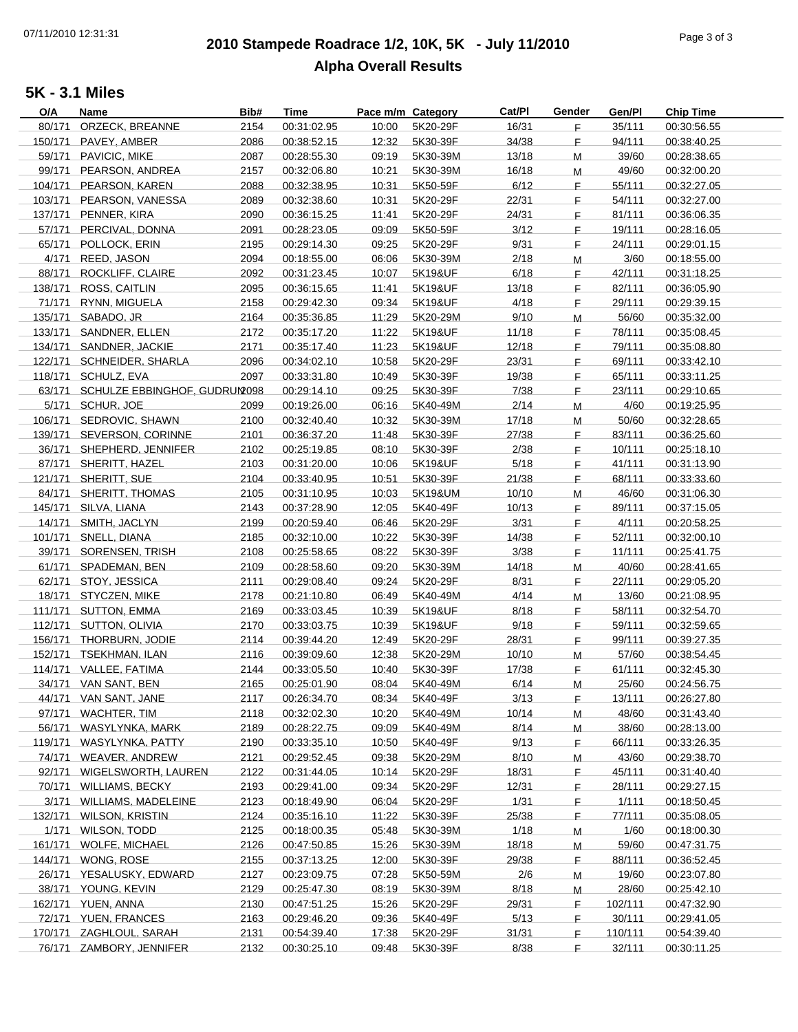# 2010 Stampede Roadrace 1/2, 10K, 5K - July 11/2010

## Alpha Overall Results

### 5K - 3.1 Miles

| O/A | Name | Bib# | Time | Pace m/m | Category | Cat/Pl | Gender | Gen/Pl | Chip Time |
|---|---|---|---|---|---|---|---|---|---|
| 80/171 | ORZECK, BREANNE | 2154 | 00:31:02.95 | 10:00 | 5K20-29F | 16/31 | F | 35/111 | 00:30:56.55 |
| 150/171 | PAVEY, AMBER | 2086 | 00:38:52.15 | 12:32 | 5K30-39F | 34/38 | F | 94/111 | 00:38:40.25 |
| 59/171 | PAVICIC, MIKE | 2087 | 00:28:55.30 | 09:19 | 5K30-39M | 13/18 | M | 39/60 | 00:28:38.65 |
| 99/171 | PEARSON, ANDREA | 2157 | 00:32:06.80 | 10:21 | 5K30-39M | 16/18 | M | 49/60 | 00:32:00.20 |
| 104/171 | PEARSON, KAREN | 2088 | 00:32:38.95 | 10:31 | 5K50-59F | 6/12 | F | 55/111 | 00:32:27.05 |
| 103/171 | PEARSON, VANESSA | 2089 | 00:32:38.60 | 10:31 | 5K20-29F | 22/31 | F | 54/111 | 00:32:27.00 |
| 137/171 | PENNER, KIRA | 2090 | 00:36:15.25 | 11:41 | 5K20-29F | 24/31 | F | 81/111 | 00:36:06.35 |
| 57/171 | PERCIVAL, DONNA | 2091 | 00:28:23.05 | 09:09 | 5K50-59F | 3/12 | F | 19/111 | 00:28:16.05 |
| 65/171 | POLLOCK, ERIN | 2195 | 00:29:14.30 | 09:25 | 5K20-29F | 9/31 | F | 24/111 | 00:29:01.15 |
| 4/171 | REED, JASON | 2094 | 00:18:55.00 | 06:06 | 5K30-39M | 2/18 | M | 3/60 | 00:18:55.00 |
| 88/171 | ROCKLIFF, CLAIRE | 2092 | 00:31:23.45 | 10:07 | 5K19&UF | 6/18 | F | 42/111 | 00:31:18.25 |
| 138/171 | ROSS, CAITLIN | 2095 | 00:36:15.65 | 11:41 | 5K19&UF | 13/18 | F | 82/111 | 00:36:05.90 |
| 71/171 | RYNN, MIGUELA | 2158 | 00:29:42.30 | 09:34 | 5K19&UF | 4/18 | F | 29/111 | 00:29:39.15 |
| 135/171 | SABADO, JR | 2164 | 00:35:36.85 | 11:29 | 5K20-29M | 9/10 | M | 56/60 | 00:35:32.00 |
| 133/171 | SANDNER, ELLEN | 2172 | 00:35:17.20 | 11:22 | 5K19&UF | 11/18 | F | 78/111 | 00:35:08.45 |
| 134/171 | SANDNER, JACKIE | 2171 | 00:35:17.40 | 11:23 | 5K19&UF | 12/18 | F | 79/111 | 00:35:08.80 |
| 122/171 | SCHNEIDER, SHARLA | 2096 | 00:34:02.10 | 10:58 | 5K20-29F | 23/31 | F | 69/111 | 00:33:42.10 |
| 118/171 | SCHULZ, EVA | 2097 | 00:33:31.80 | 10:49 | 5K30-39F | 19/38 | F | 65/111 | 00:33:11.25 |
| 63/171 | SCHULZE EBBINGHOF, GUDRUN | 2098 | 00:29:14.10 | 09:25 | 5K30-39F | 7/38 | F | 23/111 | 00:29:10.65 |
| 5/171 | SCHUR, JOE | 2099 | 00:19:26.00 | 06:16 | 5K40-49M | 2/14 | M | 4/60 | 00:19:25.95 |
| 106/171 | SEDROVIC, SHAWN | 2100 | 00:32:40.40 | 10:32 | 5K30-39M | 17/18 | M | 50/60 | 00:32:28.65 |
| 139/171 | SEVERSON, CORINNE | 2101 | 00:36:37.20 | 11:48 | 5K30-39F | 27/38 | F | 83/111 | 00:36:25.60 |
| 36/171 | SHEPHERD, JENNIFER | 2102 | 00:25:19.85 | 08:10 | 5K30-39F | 2/38 | F | 10/111 | 00:25:18.10 |
| 87/171 | SHERITT, HAZEL | 2103 | 00:31:20.00 | 10:06 | 5K19&UF | 5/18 | F | 41/111 | 00:31:13.90 |
| 121/171 | SHERITT, SUE | 2104 | 00:33:40.95 | 10:51 | 5K30-39F | 21/38 | F | 68/111 | 00:33:33.60 |
| 84/171 | SHERITT, THOMAS | 2105 | 00:31:10.95 | 10:03 | 5K19&UM | 10/10 | M | 46/60 | 00:31:06.30 |
| 145/171 | SILVA, LIANA | 2143 | 00:37:28.90 | 12:05 | 5K40-49F | 10/13 | F | 89/111 | 00:37:15.05 |
| 14/171 | SMITH, JACLYN | 2199 | 00:20:59.40 | 06:46 | 5K20-29F | 3/31 | F | 4/111 | 00:20:58.25 |
| 101/171 | SNELL, DIANA | 2185 | 00:32:10.00 | 10:22 | 5K30-39F | 14/38 | F | 52/111 | 00:32:00.10 |
| 39/171 | SORENSEN, TRISH | 2108 | 00:25:58.65 | 08:22 | 5K30-39F | 3/38 | F | 11/111 | 00:25:41.75 |
| 61/171 | SPADEMAN, BEN | 2109 | 00:28:58.60 | 09:20 | 5K30-39M | 14/18 | M | 40/60 | 00:28:41.65 |
| 62/171 | STOY, JESSICA | 2111 | 00:29:08.40 | 09:24 | 5K20-29F | 8/31 | F | 22/111 | 00:29:05.20 |
| 18/171 | STYCZEN, MIKE | 2178 | 00:21:10.80 | 06:49 | 5K40-49M | 4/14 | M | 13/60 | 00:21:08.95 |
| 111/171 | SUTTON, EMMA | 2169 | 00:33:03.45 | 10:39 | 5K19&UF | 8/18 | F | 58/111 | 00:32:54.70 |
| 112/171 | SUTTON, OLIVIA | 2170 | 00:33:03.75 | 10:39 | 5K19&UF | 9/18 | F | 59/111 | 00:32:59.65 |
| 156/171 | THORBURN, JODIE | 2114 | 00:39:44.20 | 12:49 | 5K20-29F | 28/31 | F | 99/111 | 00:39:27.35 |
| 152/171 | TSEKHMAN, ILAN | 2116 | 00:39:09.60 | 12:38 | 5K20-29M | 10/10 | M | 57/60 | 00:38:54.45 |
| 114/171 | VALLEE, FATIMA | 2144 | 00:33:05.50 | 10:40 | 5K30-39F | 17/38 | F | 61/111 | 00:32:45.30 |
| 34/171 | VAN SANT, BEN | 2165 | 00:25:01.90 | 08:04 | 5K40-49M | 6/14 | M | 25/60 | 00:24:56.75 |
| 44/171 | VAN SANT, JANE | 2117 | 00:26:34.70 | 08:34 | 5K40-49F | 3/13 | F | 13/111 | 00:26:27.80 |
| 97/171 | WACHTER, TIM | 2118 | 00:32:02.30 | 10:20 | 5K40-49M | 10/14 | M | 48/60 | 00:31:43.40 |
| 56/171 | WASYLYNKA, MARK | 2189 | 00:28:22.75 | 09:09 | 5K40-49M | 8/14 | M | 38/60 | 00:28:13.00 |
| 119/171 | WASYLYNKA, PATTY | 2190 | 00:33:35.10 | 10:50 | 5K40-49F | 9/13 | F | 66/111 | 00:33:26.35 |
| 74/171 | WEAVER, ANDREW | 2121 | 00:29:52.45 | 09:38 | 5K20-29M | 8/10 | M | 43/60 | 00:29:38.70 |
| 92/171 | WIGELSWORTH, LAUREN | 2122 | 00:31:44.05 | 10:14 | 5K20-29F | 18/31 | F | 45/111 | 00:31:40.40 |
| 70/171 | WILLIAMS, BECKY | 2193 | 00:29:41.00 | 09:34 | 5K20-29F | 12/31 | F | 28/111 | 00:29:27.15 |
| 3/171 | WILLIAMS, MADELEINE | 2123 | 00:18:49.90 | 06:04 | 5K20-29F | 1/31 | F | 1/111 | 00:18:50.45 |
| 132/171 | WILSON, KRISTIN | 2124 | 00:35:16.10 | 11:22 | 5K30-39F | 25/38 | F | 77/111 | 00:35:08.05 |
| 1/171 | WILSON, TODD | 2125 | 00:18:00.35 | 05:48 | 5K30-39M | 1/18 | M | 1/60 | 00:18:00.30 |
| 161/171 | WOLFE, MICHAEL | 2126 | 00:47:50.85 | 15:26 | 5K30-39M | 18/18 | M | 59/60 | 00:47:31.75 |
| 144/171 | WONG, ROSE | 2155 | 00:37:13.25 | 12:00 | 5K30-39F | 29/38 | F | 88/111 | 00:36:52.45 |
| 26/171 | YESALUSKY, EDWARD | 2127 | 00:23:09.75 | 07:28 | 5K50-59M | 2/6 | M | 19/60 | 00:23:07.80 |
| 38/171 | YOUNG, KEVIN | 2129 | 00:25:47.30 | 08:19 | 5K30-39M | 8/18 | M | 28/60 | 00:25:42.10 |
| 162/171 | YUEN, ANNA | 2130 | 00:47:51.25 | 15:26 | 5K20-29F | 29/31 | F | 102/111 | 00:47:32.90 |
| 72/171 | YUEN, FRANCES | 2163 | 00:29:46.20 | 09:36 | 5K40-49F | 5/13 | F | 30/111 | 00:29:41.05 |
| 170/171 | ZAGHLOUL, SARAH | 2131 | 00:54:39.40 | 17:38 | 5K20-29F | 31/31 | F | 110/111 | 00:54:39.40 |
| 76/171 | ZAMBORY, JENNIFER | 2132 | 00:30:25.10 | 09:48 | 5K30-39F | 8/38 | F | 32/111 | 00:30:11.25 |